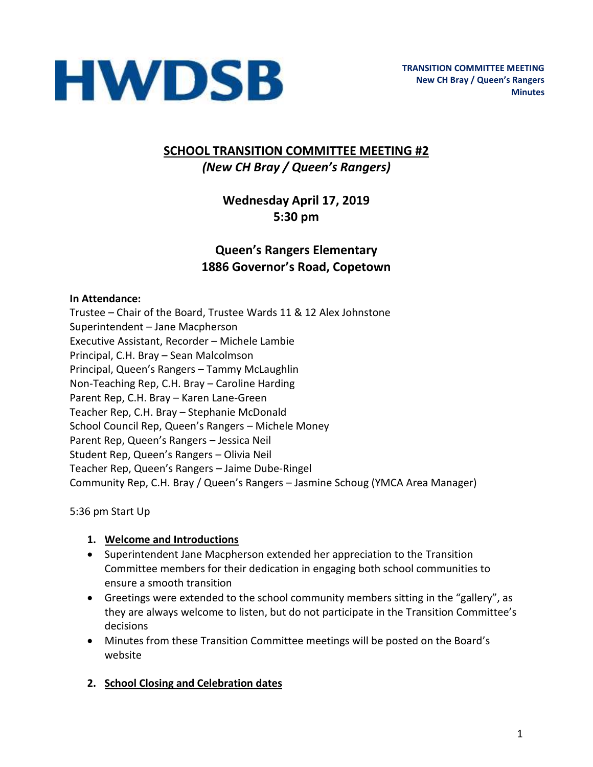HWDSB

**TRANSITION COMMITTEE MEETING**
**New CH Bray / Queen's Rangers**
**Minutes**

# SCHOOL TRANSITION COMMITTEE MEETING #2

***(New CH Bray / Queen's Rangers)***

**Wednesday April 17, 2019**
**5:30 pm**

**Queen's Rangers Elementary**
**1886 Governor's Road, Copetown**

**In Attendance:**

Trustee – Chair of the Board, Trustee Wards 11 & 12 Alex Johnstone
Superintendent – Jane Macpherson
Executive Assistant, Recorder – Michele Lambie
Principal, C.H. Bray – Sean Malcolmson
Principal, Queen's Rangers – Tammy McLaughlin
Non-Teaching Rep, C.H. Bray – Caroline Harding
Parent Rep, C.H. Bray – Karen Lane-Green
Teacher Rep, C.H. Bray – Stephanie McDonald
School Council Rep, Queen's Rangers – Michele Money
Parent Rep, Queen's Rangers – Jessica Neil
Student Rep, Queen's Rangers – Olivia Neil
Teacher Rep, Queen's Rangers – Jaime Dube-Ringel
Community Rep, C.H. Bray / Queen's Rangers – Jasmine Schoug (YMCA Area Manager)

5:36 pm Start Up

1. **Welcome and Introductions**

- Superintendent Jane Macpherson extended her appreciation to the Transition Committee members for their dedication in engaging both school communities to ensure a smooth transition
- Greetings were extended to the school community members sitting in the "gallery", as they are always welcome to listen, but do not participate in the Transition Committee's decisions
- Minutes from these Transition Committee meetings will be posted on the Board's website

2. **School Closing and Celebration dates**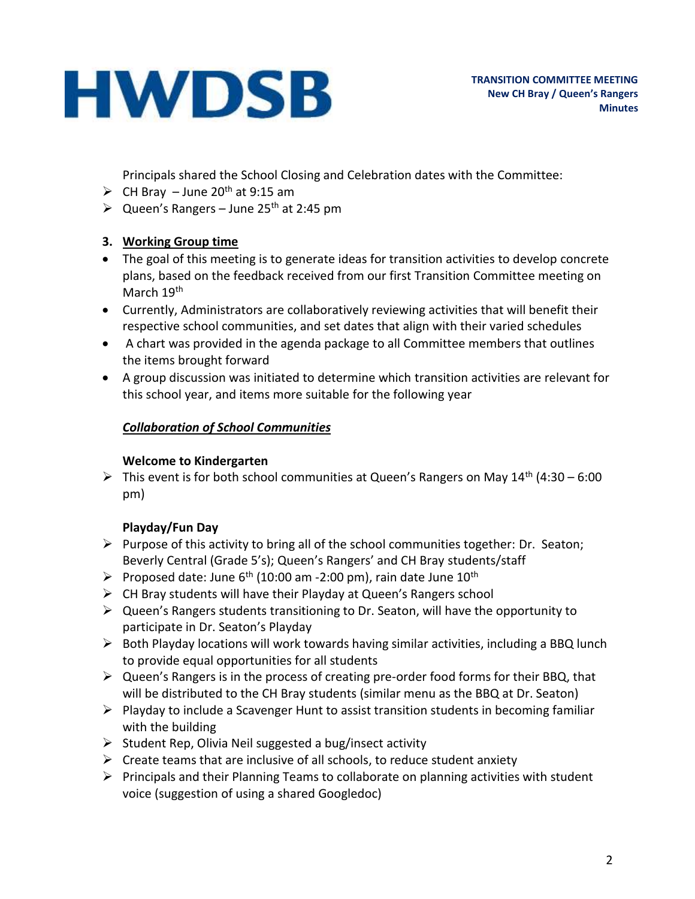Principals shared the School Closing and Celebration dates with the Committee:

- CH Bray – June 20th at 9:15 am
- Queen's Rangers – June 25th at 2:45 pm

3. **Working Group time**

- The goal of this meeting is to generate ideas for transition activities to develop concrete plans, based on the feedback received from our first Transition Committee meeting on March 19th
- Currently, Administrators are collaboratively reviewing activities that will benefit their respective school communities, and set dates that align with their varied schedules
- A chart was provided in the agenda package to all Committee members that outlines the items brought forward
- A group discussion was initiated to determine which transition activities are relevant for this school year, and items more suitable for the following year

***Collaboration of School Communities***

**Welcome to Kindergarten**

- This event is for both school communities at Queen's Rangers on May 14th (4:30 – 6:00 pm)

**Playday/Fun Day**

- Purpose of this activity to bring all of the school communities together: Dr. Seaton; Beverly Central (Grade 5's); Queen's Rangers' and CH Bray students/staff
- Proposed date: June 6th (10:00 am -2:00 pm), rain date June 10th
- CH Bray students will have their Playday at Queen's Rangers school
- Queen's Rangers students transitioning to Dr. Seaton, will have the opportunity to participate in Dr. Seaton's Playday
- Both Playday locations will work towards having similar activities, including a BBQ lunch to provide equal opportunities for all students
- Queen's Rangers is in the process of creating pre-order food forms for their BBQ, that will be distributed to the CH Bray students (similar menu as the BBQ at Dr. Seaton)
- Playday to include a Scavenger Hunt to assist transition students in becoming familiar with the building
- Student Rep, Olivia Neil suggested a bug/insect activity
- Create teams that are inclusive of all schools, to reduce student anxiety
- Principals and their Planning Teams to collaborate on planning activities with student voice (suggestion of using a shared Googledoc)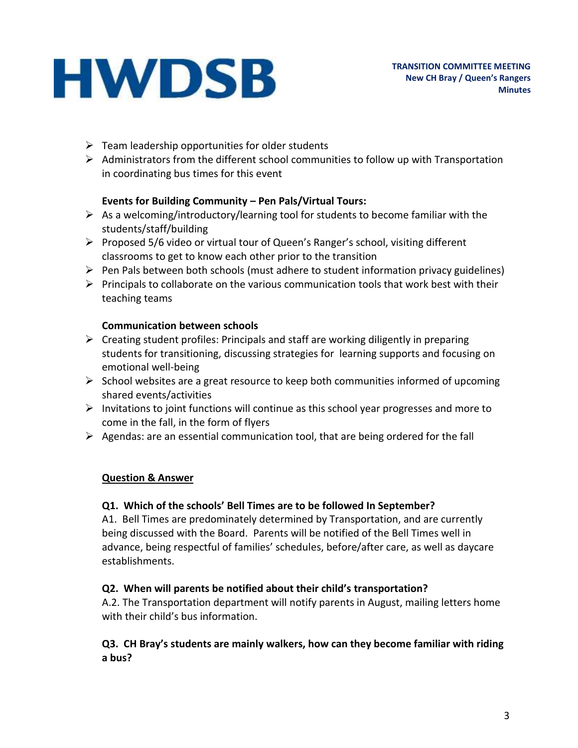- Team leadership opportunities for older students
- Administrators from the different school communities to follow up with Transportation in coordinating bus times for this event

**Events for Building Community – Pen Pals/Virtual Tours:**

- As a welcoming/introductory/learning tool for students to become familiar with the students/staff/building
- Proposed 5/6 video or virtual tour of Queen's Ranger's school, visiting different classrooms to get to know each other prior to the transition
- Pen Pals between both schools (must adhere to student information privacy guidelines)
- Principals to collaborate on the various communication tools that work best with their teaching teams

**Communication between schools**

- Creating student profiles: Principals and staff are working diligently in preparing students for transitioning, discussing strategies for learning supports and focusing on emotional well-being
- School websites are a great resource to keep both communities informed of upcoming shared events/activities
- Invitations to joint functions will continue as this school year progresses and more to come in the fall, in the form of flyers
- Agendas: are an essential communication tool, that are being ordered for the fall

**<u>Question & Answer</u>**

**Q1. Which of the schools' Bell Times are to be followed In September?**

A1. Bell Times are predominately determined by Transportation, and are currently being discussed with the Board. Parents will be notified of the Bell Times well in advance, being respectful of families' schedules, before/after care, as well as daycare establishments.

**Q2. When will parents be notified about their child's transportation?**

A.2. The Transportation department will notify parents in August, mailing letters home with their child's bus information.

**Q3. CH Bray's students are mainly walkers, how can they become familiar with riding a bus?**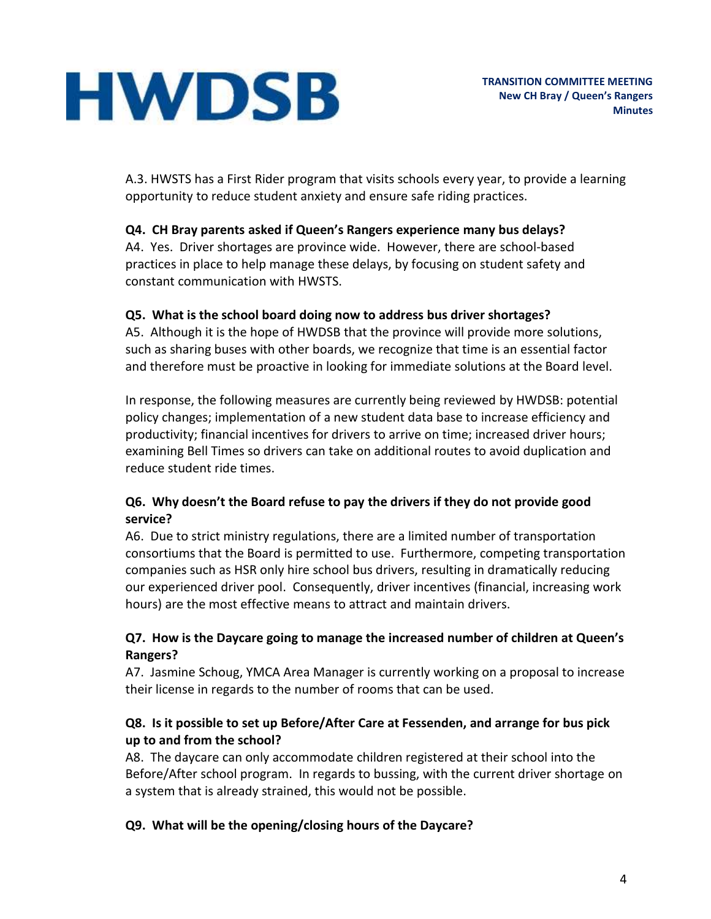A.3. HWSTS has a First Rider program that visits schools every year, to provide a learning opportunity to reduce student anxiety and ensure safe riding practices.

**Q4. CH Bray parents asked if Queen's Rangers experience many bus delays?**
A4. Yes. Driver shortages are province wide. However, there are school-based practices in place to help manage these delays, by focusing on student safety and constant communication with HWSTS.

**Q5. What is the school board doing now to address bus driver shortages?**
A5. Although it is the hope of HWDSB that the province will provide more solutions, such as sharing buses with other boards, we recognize that time is an essential factor and therefore must be proactive in looking for immediate solutions at the Board level.

In response, the following measures are currently being reviewed by HWDSB: potential policy changes; implementation of a new student data base to increase efficiency and productivity; financial incentives for drivers to arrive on time; increased driver hours; examining Bell Times so drivers can take on additional routes to avoid duplication and reduce student ride times.

**Q6. Why doesn't the Board refuse to pay the drivers if they do not provide good service?**
A6. Due to strict ministry regulations, there are a limited number of transportation consortiums that the Board is permitted to use. Furthermore, competing transportation companies such as HSR only hire school bus drivers, resulting in dramatically reducing our experienced driver pool. Consequently, driver incentives (financial, increasing work hours) are the most effective means to attract and maintain drivers.

**Q7. How is the Daycare going to manage the increased number of children at Queen's Rangers?**
A7. Jasmine Schoug, YMCA Area Manager is currently working on a proposal to increase their license in regards to the number of rooms that can be used.

**Q8. Is it possible to set up Before/After Care at Fessenden, and arrange for bus pick up to and from the school?**
A8. The daycare can only accommodate children registered at their school into the Before/After school program. In regards to bussing, with the current driver shortage on a system that is already strained, this would not be possible.

**Q9. What will be the opening/closing hours of the Daycare?**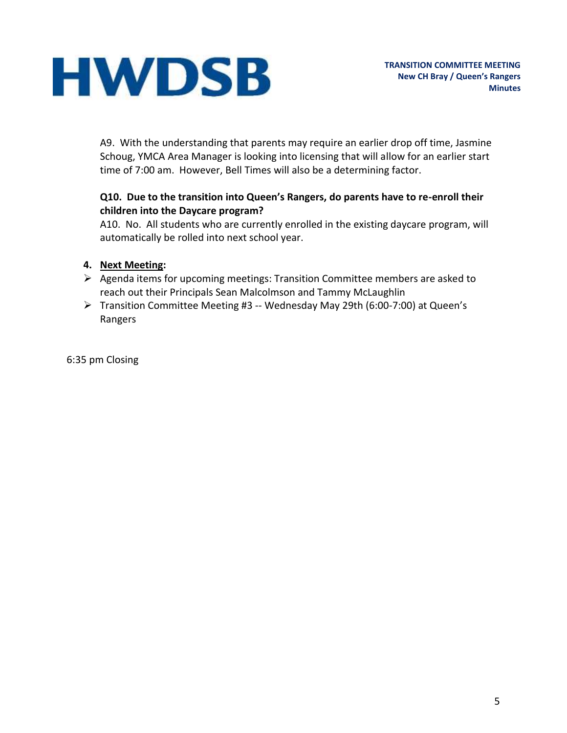A9. With the understanding that parents may require an earlier drop off time, Jasmine Schoug, YMCA Area Manager is looking into licensing that will allow for an earlier start time of 7:00 am. However, Bell Times will also be a determining factor.

**Q10. Due to the transition into Queen's Rangers, do parents have to re-enroll their children into the Daycare program?**

A10. No. All students who are currently enrolled in the existing daycare program, will automatically be rolled into next school year.

4. **<u>Next Meeting</u>:**

- Agenda items for upcoming meetings: Transition Committee members are asked to reach out their Principals Sean Malcolmson and Tammy McLaughlin
- Transition Committee Meeting #3 -- Wednesday May 29th (6:00-7:00) at Queen's Rangers

6:35 pm Closing